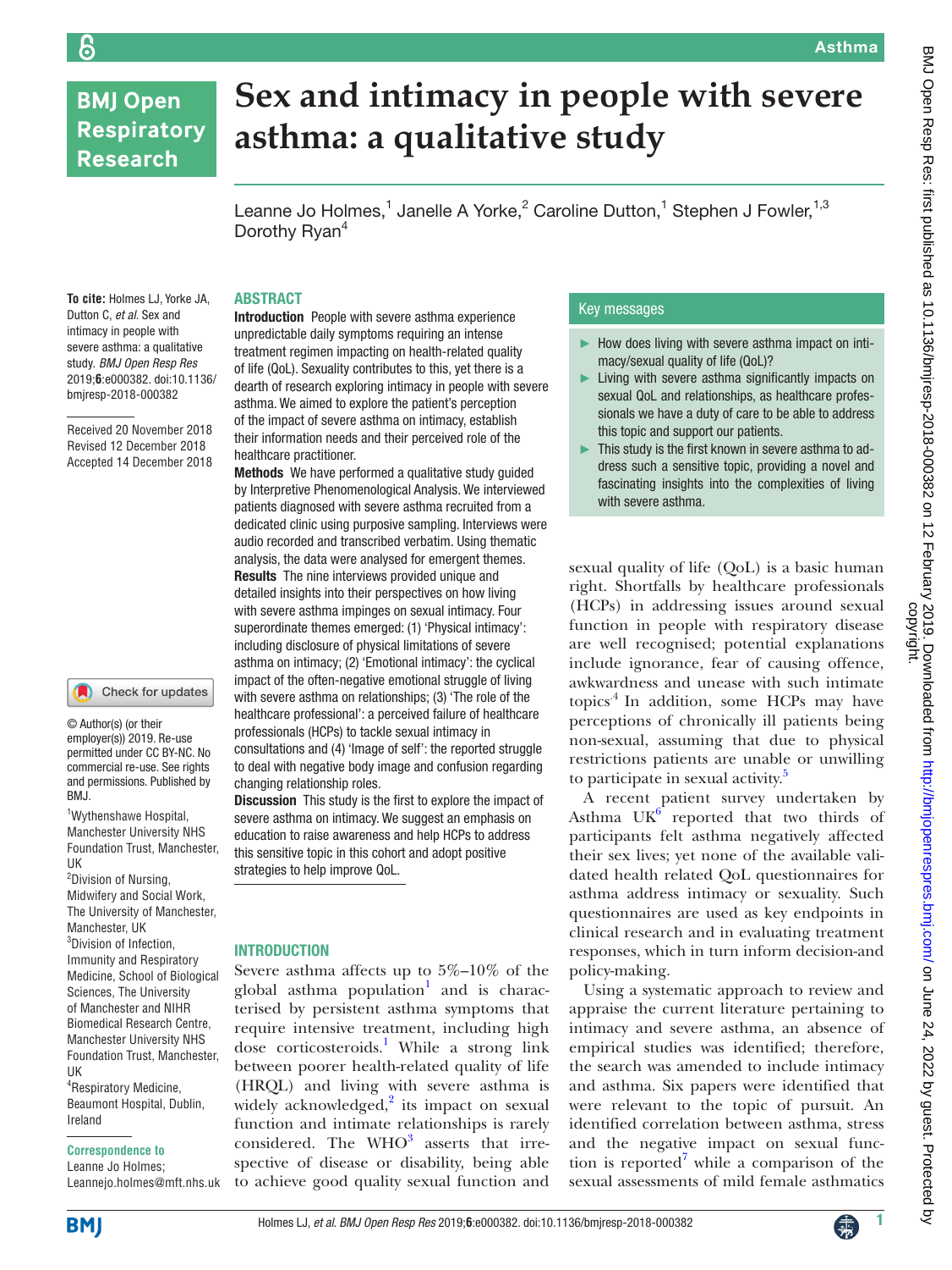# Sex and intimacy in people with severe asthma: a qualitative study

Leanne Jo Holmes,[1] Janelle A Yorke,[2] Caroline Dutton,[1] Stephen J Fowler,[1,3] Dorothy Ryan[4]

**To cite:** Holmes LJ, Yorke JA, Dutton C, *et al*. Sex and intimacy in people with severe asthma: a qualitative study. *BMJ Open Resp Res* 2019;**6**:e000382. doi:10.1136/bmjresp-2018-000382

Received 20 November 2018
Revised 12 December 2018
Accepted 14 December 2018

© Author(s) (or their employer(s)) 2019. Re-use permitted under CC BY-NC. No commercial re-use. See rights and permissions. Published by BMJ.

[1]Wythenshawe Hospital, Manchester University NHS Foundation Trust, Manchester, UK
[2]Division of Nursing, Midwifery and Social Work, The University of Manchester, Manchester, UK
[3]Division of Infection, Immunity and Respiratory Medicine, School of Biological Sciences, The University of Manchester and NIHR Biomedical Research Centre, Manchester University NHS Foundation Trust, Manchester, UK
[4]Respiratory Medicine, Beaumont Hospital, Dublin, Ireland

**Correspondence to**
Leanne Jo Holmes;
Leannejo.holmes@mft.nhs.uk

## ABSTRACT

**Introduction** People with severe asthma experience unpredictable daily symptoms requiring an intense treatment regimen impacting on health-related quality of life (QoL). Sexuality contributes to this, yet there is a dearth of research exploring intimacy in people with severe asthma. We aimed to explore the patient's perception of the impact of severe asthma on intimacy, establish their information needs and their perceived role of the healthcare practitioner.

**Methods** We have performed a qualitative study guided by Interpretive Phenomenological Analysis. We interviewed patients diagnosed with severe asthma recruited from a dedicated clinic using purposive sampling. Interviews were audio recorded and transcribed verbatim. Using thematic analysis, the data were analysed for emergent themes.

**Results** The nine interviews provided unique and detailed insights into their perspectives on how living with severe asthma impinges on sexual intimacy. Four superordinate themes emerged: (1) 'Physical intimacy': including disclosure of physical limitations of severe asthma on intimacy; (2) 'Emotional intimacy': the cyclical impact of the often-negative emotional struggle of living with severe asthma on relationships; (3) 'The role of the healthcare professional': a perceived failure of healthcare professionals (HCPs) to tackle sexual intimacy in consultations and (4) 'Image of self': the reported struggle to deal with negative body image and confusion regarding changing relationship roles.

**Discussion** This study is the first to explore the impact of severe asthma on intimacy. We suggest an emphasis on education to raise awareness and help HCPs to address this sensitive topic in this cohort and adopt positive strategies to help improve QoL.

## Key messages

- How does living with severe asthma impact on intimacy/sexual quality of life (QoL)?
- Living with severe asthma significantly impacts on sexual QoL and relationships, as healthcare professionals we have a duty of care to be able to address this topic and support our patients.
- This study is the first known in severe asthma to address such a sensitive topic, providing a novel and fascinating insights into the complexities of living with severe asthma.

## INTRODUCTION

Severe asthma affects up to 5%–10% of the global asthma population[1] and is characterised by persistent asthma symptoms that require intensive treatment, including high dose corticosteroids.[1] While a strong link between poorer health-related quality of life (HRQL) and living with severe asthma is widely acknowledged,[2] its impact on sexual function and intimate relationships is rarely considered. The WHO[3] asserts that irrespective of disease or disability, being able to achieve good quality sexual function and sexual quality of life (QoL) is a basic human right. Shortfalls by healthcare professionals (HCPs) in addressing issues around sexual function in people with respiratory disease are well recognised; potential explanations include ignorance, fear of causing offence, awkwardness and unease with such intimate topics.[4] In addition, some HCPs may have perceptions of chronically ill patients being non-sexual, assuming that due to physical restrictions patients are unable or unwilling to participate in sexual activity.[5]

A recent patient survey undertaken by Asthma UK[6] reported that two thirds of participants felt asthma negatively affected their sex lives; yet none of the available validated health related QoL questionnaires for asthma address intimacy or sexuality. Such questionnaires are used as key endpoints in clinical research and in evaluating treatment responses, which in turn inform decision-and policy-making.

Using a systematic approach to review and appraise the current literature pertaining to intimacy and severe asthma, an absence of empirical studies was identified; therefore, the search was amended to include intimacy and asthma. Six papers were identified that were relevant to the topic of pursuit. An identified correlation between asthma, stress and the negative impact on sexual function is reported[7] while a comparison of the sexual assessments of mild female asthmatics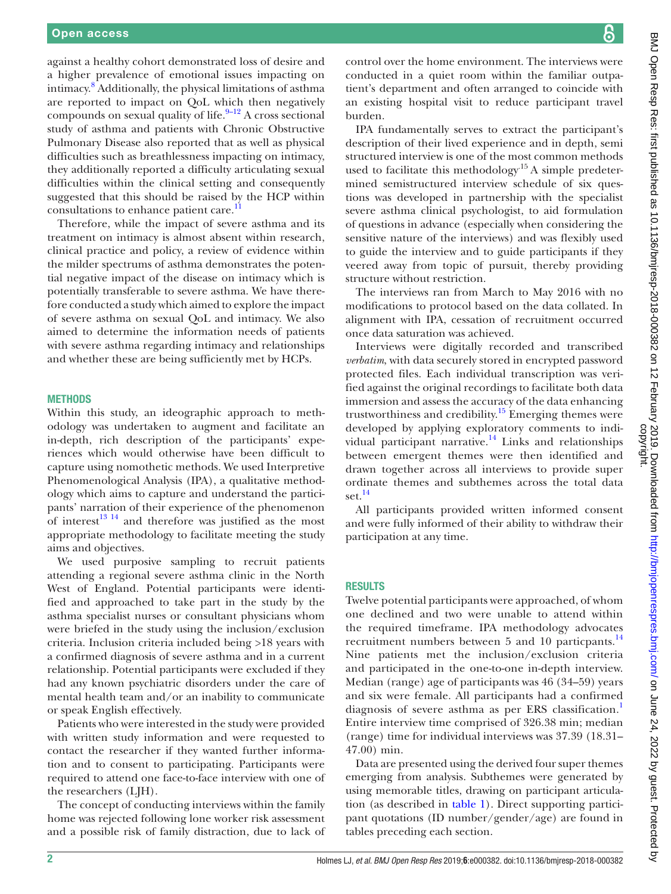against a healthy cohort demonstrated loss of desire and a higher prevalence of emotional issues impacting on intimacy.[8] Additionally, the physical limitations of asthma are reported to impact on QoL which then negatively compounds on sexual quality of life.[9–12] A cross sectional study of asthma and patients with Chronic Obstructive Pulmonary Disease also reported that as well as physical difficulties such as breathlessness impacting on intimacy, they additionally reported a difficulty articulating sexual difficulties within the clinical setting and consequently suggested that this should be raised by the HCP within consultations to enhance patient care.[11]

Therefore, while the impact of severe asthma and its treatment on intimacy is almost absent within research, clinical practice and policy, a review of evidence within the milder spectrums of asthma demonstrates the potential negative impact of the disease on intimacy which is potentially transferable to severe asthma. We have therefore conducted a study which aimed to explore the impact of severe asthma on sexual QoL and intimacy. We also aimed to determine the information needs of patients with severe asthma regarding intimacy and relationships and whether these are being sufficiently met by HCPs.

## Methods

Within this study, an ideographic approach to methodology was undertaken to augment and facilitate an in-depth, rich description of the participants' experiences which would otherwise have been difficult to capture using nomothetic methods. We used Interpretive Phenomenological Analysis (IPA), a qualitative methodology which aims to capture and understand the participants' narration of their experience of the phenomenon of interest[13 14] and therefore was justified as the most appropriate methodology to facilitate meeting the study aims and objectives.

We used purposive sampling to recruit patients attending a regional severe asthma clinic in the North West of England. Potential participants were identified and approached to take part in the study by the asthma specialist nurses or consultant physicians whom were briefed in the study using the inclusion/exclusion criteria. Inclusion criteria included being >18 years with a confirmed diagnosis of severe asthma and in a current relationship. Potential participants were excluded if they had any known psychiatric disorders under the care of mental health team and/or an inability to communicate or speak English effectively.

Patients who were interested in the study were provided with written study information and were requested to contact the researcher if they wanted further information and to consent to participating. Participants were required to attend one face-to-face interview with one of the researchers (LJH).

The concept of conducting interviews within the family home was rejected following lone worker risk assessment and a possible risk of family distraction, due to lack of control over the home environment. The interviews were conducted in a quiet room within the familiar outpatient's department and often arranged to coincide with an existing hospital visit to reduce participant travel burden.

IPA fundamentally serves to extract the participant's description of their lived experience and in depth, semi structured interview is one of the most common methods used to facilitate this methodology[15] A simple predetermined semistructured interview schedule of six questions was developed in partnership with the specialist severe asthma clinical psychologist, to aid formulation of questions in advance (especially when considering the sensitive nature of the interviews) and was flexibly used to guide the interview and to guide participants if they veered away from topic of pursuit, thereby providing structure without restriction.

The interviews ran from March to May 2016 with no modifications to protocol based on the data collated. In alignment with IPA, cessation of recruitment occurred once data saturation was achieved.

Interviews were digitally recorded and transcribed *verbatim*, with data securely stored in encrypted password protected files. Each individual transcription was verified against the original recordings to facilitate both data immersion and assess the accuracy of the data enhancing trustworthiness and credibility.[15] Emerging themes were developed by applying exploratory comments to individual participant narrative.[14] Links and relationships between emergent themes were then identified and drawn together across all interviews to provide super ordinate themes and subthemes across the total data set.[14]

All participants provided written informed consent and were fully informed of their ability to withdraw their participation at any time.

## Results

Twelve potential participants were approached, of whom one declined and two were unable to attend within the required timeframe. IPA methodology advocates recruitment numbers between 5 and 10 particpants.[14] Nine patients met the inclusion/exclusion criteria and participated in the one-to-one in-depth interview. Median (range) age of participants was 46 (34–59) years and six were female. All participants had a confirmed diagnosis of severe asthma as per ERS classification.[1] Entire interview time comprised of 326.38 min; median (range) time for individual interviews was 37.39 (18.31–47.00) min.

Data are presented using the derived four super themes emerging from analysis. Subthemes were generated by using memorable titles, drawing on participant articulation (as described in table 1). Direct supporting participant quotations (ID number/gender/age) are found in tables preceding each section.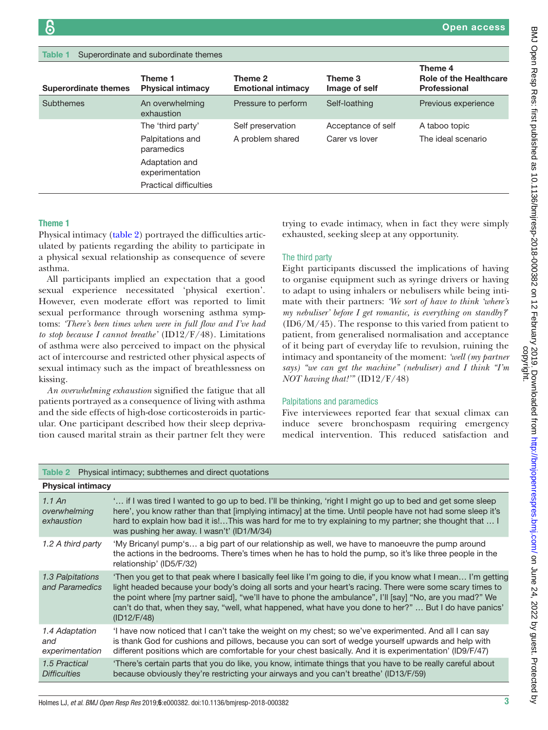Table 1 Superordinate and subordinate themes

| Superordinate themes | Theme 1 Physical intimacy | Theme 2 Emotional intimacy | Theme 3 Image of self | Theme 4 Role of the Healthcare Professional |
|---|---|---|---|---|
| Subthemes | An overwhelming exhaustion | Pressure to perform | Self-loathing | Previous experience |
| | The 'third party' | Self preservation | Acceptance of self | A taboo topic |
| | Palpitations and paramedics | A problem shared | Carer vs lover | The ideal scenario |
| | Adaptation and experimentation | | | |
| | Practical difficulties | | | |

### Theme 1

Physical intimacy (table 2) portrayed the difficulties articulated by patients regarding the ability to participate in a physical sexual relationship as consequence of severe asthma.

All participants implied an expectation that a good sexual experience necessitated 'physical exertion'. However, even moderate effort was reported to limit sexual performance through worsening asthma symptoms: *'There's been times when were in full flow and I've had to stop because I cannot breathe'* (ID12/F/48). Limitations of asthma were also perceived to impact on the physical act of intercourse and restricted other physical aspects of sexual intimacy such as the impact of breathlessness on kissing.

*An overwhelming exhaustion* signified the fatigue that all patients portrayed as a consequence of living with asthma and the side effects of high-dose corticosteroids in particular. One participant described how their sleep deprivation caused marital strain as their partner felt they were trying to evade intimacy, when in fact they were simply exhausted, seeking sleep at any opportunity.

#### The third party

Eight participants discussed the implications of having to organise equipment such as syringe drivers or having to adapt to using inhalers or nebulisers while being intimate with their partners: *'We sort of have to think 'where's my nebuliser' before I get romantic, is everything on standby?'* (ID6/M/45). The response to this varied from patient to patient, from generalised normalisation and acceptance of it being part of everyday life to revulsion, ruining the intimacy and spontaneity of the moment: *'well (my partner says) "we can get the machine" (nebuliser) and I think "I'm NOT having that!"'* (ID12/F/48)

#### Palpitations and paramedics

Five interviewees reported fear that sexual climax can induce severe bronchospasm requiring emergency medical intervention. This reduced satisfaction and

Table 2 Physical intimacy; subthemes and direct quotations

| Physical intimacy | |
|---|---|
| *1.1 An overwhelming exhaustion* | '… if I was tired I wanted to go up to bed. I'll be thinking, 'right I might go up to bed and get some sleep here', you know rather than that [implying intimacy] at the time. Until people have not had some sleep it's hard to explain how bad it is!…This was hard for me to try explaining to my partner; she thought that … I was pushing her away. I wasn't' (ID1/M/34) |
| *1.2 A third party* | 'My Bricanyl pump's… a big part of our relationship as well, we have to manoeuvre the pump around the actions in the bedrooms. There's times when he has to hold the pump, so it's like three people in the relationship' (ID5/F/32) |
| *1.3 Palpitations and Paramedics* | 'Then you get to that peak where I basically feel like I'm going to die, if you know what I mean… I'm getting light headed because your body's doing all sorts and your heart's racing. There were some scary times to the point where [my partner said], "we'll have to phone the ambulance", I'll [say] "No, are you mad?" We can't do that, when they say, "well, what happened, what have you done to her?" … But I do have panics' (ID12/F/48) |
| *1.4 Adaptation and experimentation* | 'I have now noticed that I can't take the weight on my chest; so we've experimented. And all I can say is thank God for cushions and pillows, because you can sort of wedge yourself upwards and help with different positions which are comfortable for your chest basically. And it is experimentation' (ID9/F/47) |
| *1.5 Practical Difficulties* | 'There's certain parts that you do like, you know, intimate things that you have to be really careful about because obviously they're restricting your airways and you can't breathe' (ID13/F/59) |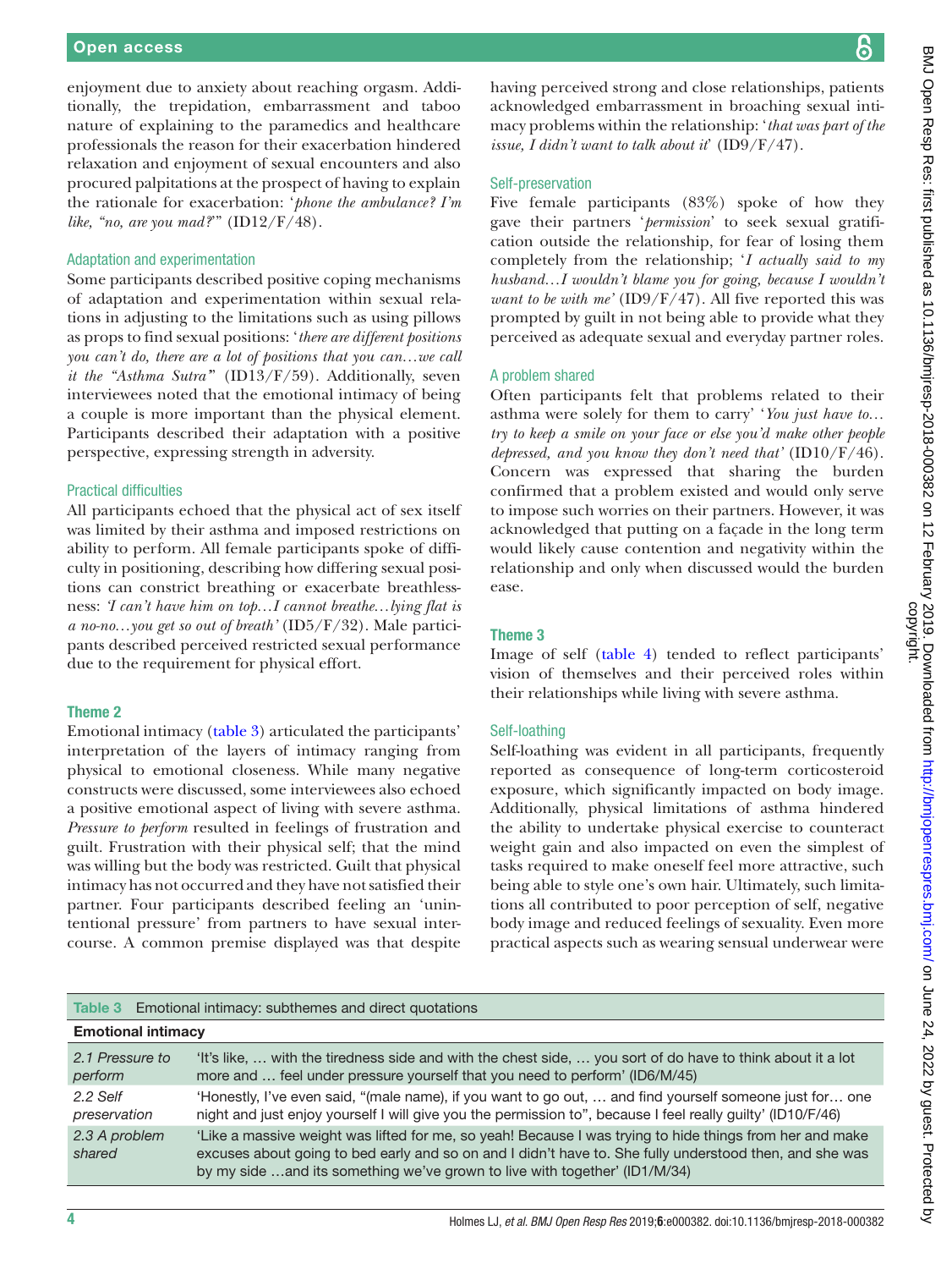enjoyment due to anxiety about reaching orgasm. Additionally, the trepidation, embarrassment and taboo nature of explaining to the paramedics and healthcare professionals the reason for their exacerbation hindered relaxation and enjoyment of sexual encounters and also procured palpitations at the prospect of having to explain the rationale for exacerbation: '*phone the ambulance? I'm like, "no, are you mad?"*' (ID12/F/48).

### Adaptation and experimentation

Some participants described positive coping mechanisms of adaptation and experimentation within sexual relations in adjusting to the limitations such as using pillows as props to find sexual positions: '*there are different positions you can't do, there are a lot of positions that you can…we call it the "Asthma Sutra"*' (ID13/F/59). Additionally, seven interviewees noted that the emotional intimacy of being a couple is more important than the physical element. Participants described their adaptation with a positive perspective, expressing strength in adversity.

### Practical difficulties

All participants echoed that the physical act of sex itself was limited by their asthma and imposed restrictions on ability to perform. All female participants spoke of difficulty in positioning, describing how differing sexual positions can constrict breathing or exacerbate breathlessness: *'I can't have him on top…I cannot breathe…lying flat is a no-no…you get so out of breath'* (ID5/F/32). Male participants described perceived restricted sexual performance due to the requirement for physical effort.

## Theme 2

Emotional intimacy (table 3) articulated the participants' interpretation of the layers of intimacy ranging from physical to emotional closeness. While many negative constructs were discussed, some interviewees also echoed a positive emotional aspect of living with severe asthma. *Pressure to perform* resulted in feelings of frustration and guilt. Frustration with their physical self; that the mind was willing but the body was restricted. Guilt that physical intimacy has not occurred and they have not satisfied their partner. Four participants described feeling an 'unintentional pressure' from partners to have sexual intercourse. A common premise displayed was that despite having perceived strong and close relationships, patients acknowledged embarrassment in broaching sexual intimacy problems within the relationship: '*that was part of the issue, I didn't want to talk about it*' (ID9/F/47).

### Self-preservation

Five female participants (83%) spoke of how they gave their partners '*permission*' to seek sexual gratification outside the relationship, for fear of losing them completely from the relationship; '*I actually said to my husband…I wouldn't blame you for going, because I wouldn't want to be with me'* (ID9/F/47). All five reported this was prompted by guilt in not being able to provide what they perceived as adequate sexual and everyday partner roles.

### A problem shared

Often participants felt that problems related to their asthma were solely for them to carry' '*You just have to…try to keep a smile on your face or else you'd make other people depressed, and you know they don't need that*' (ID10/F/46). Concern was expressed that sharing the burden confirmed that a problem existed and would only serve to impose such worries on their partners. However, it was acknowledged that putting on a façade in the long term would likely cause contention and negativity within the relationship and only when discussed would the burden ease.

## Theme 3

Image of self (table 4) tended to reflect participants' vision of themselves and their perceived roles within their relationships while living with severe asthma.

### Self-loathing

Self-loathing was evident in all participants, frequently reported as consequence of long-term corticosteroid exposure, which significantly impacted on body image. Additionally, physical limitations of asthma hindered the ability to undertake physical exercise to counteract weight gain and also impacted on even the simplest of tasks required to make oneself feel more attractive, such being able to style one's own hair. Ultimately, such limitations all contributed to poor perception of self, negative body image and reduced feelings of sexuality. Even more practical aspects such as wearing sensual underwear were

**Table 3** Emotional intimacy: subthemes and direct quotations

| **Emotional intimacy** | |
|---|---|
| *2.1 Pressure to perform* | 'It's like, … with the tiredness side and with the chest side, … you sort of do have to think about it a lot more and … feel under pressure yourself that you need to perform' (ID6/M/45) |
| *2.2 Self preservation* | 'Honestly, I've even said, "(male name), if you want to go out, … and find yourself someone just for… one night and just enjoy yourself I will give you the permission to", because I feel really guilty' (ID10/F/46) |
| *2.3 A problem shared* | 'Like a massive weight was lifted for me, so yeah! Because I was trying to hide things from her and make excuses about going to bed early and so on and I didn't have to. She fully understood then, and she was by my side …and its something we've grown to live with together' (ID1/M/34) |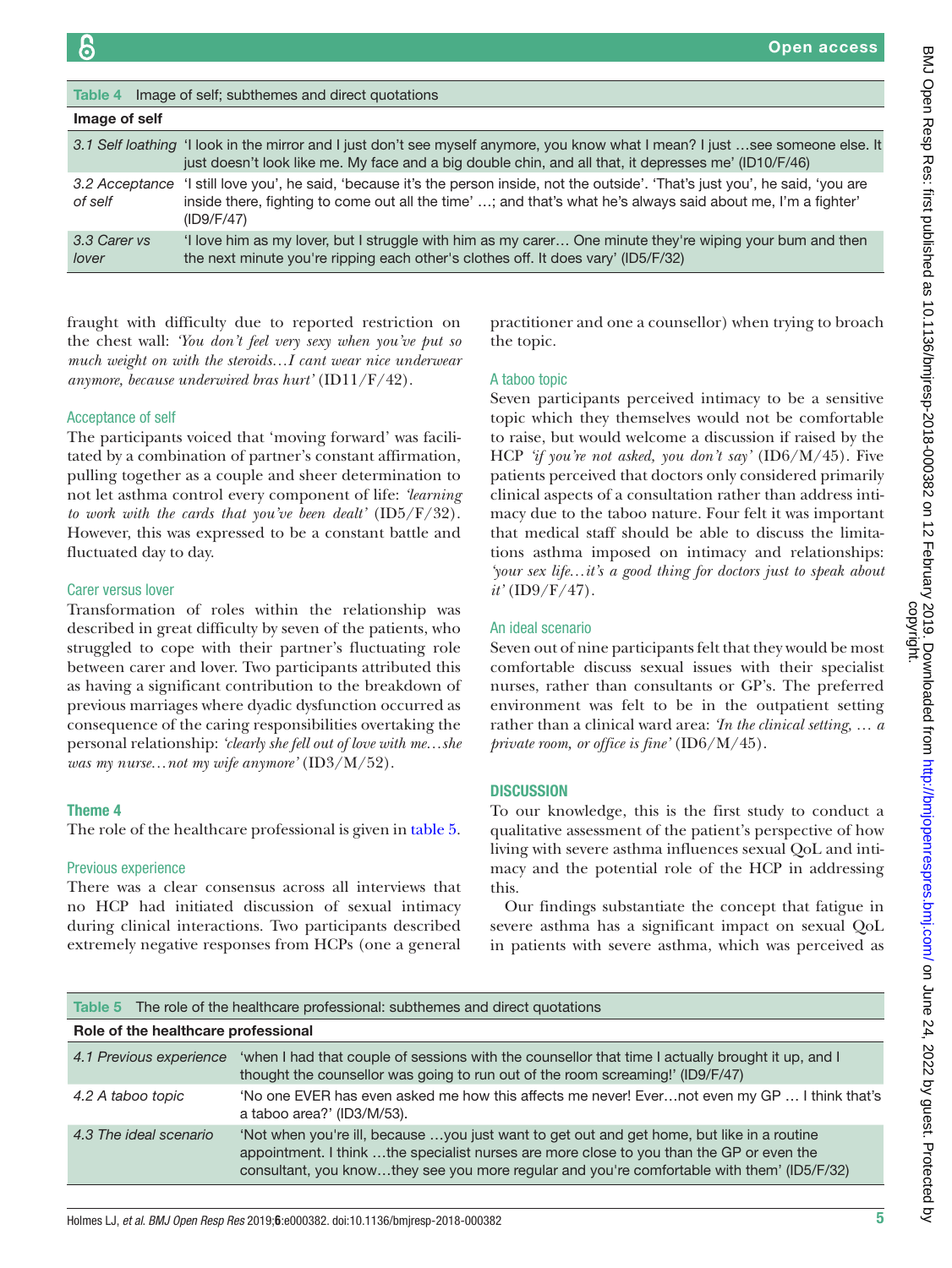Table 4 Image of self; subthemes and direct quotations

| Image of self | |
|---|---|
| *3.1 Self loathing* | 'I look in the mirror and I just don't see myself anymore, you know what I mean? I just …see someone else. It just doesn't look like me. My face and a big double chin, and all that, it depresses me' (ID10/F/46) |
| *3.2 Acceptance of self* | 'I still love you', he said, 'because it's the person inside, not the outside'. 'That's just you', he said, 'you are inside there, fighting to come out all the time' …; and that's what he's always said about me, I'm a fighter' (ID9/F/47) |
| *3.3 Carer vs lover* | 'I love him as my lover, but I struggle with him as my carer… One minute they're wiping your bum and then the next minute you're ripping each other's clothes off. It does vary' (ID5/F/32) |

fraught with difficulty due to reported restriction on the chest wall: *'You don't feel very sexy when you've put so much weight on with the steroids…I cant wear nice underwear anymore, because underwired bras hurt'* (ID11/F/42).

### Acceptance of self

The participants voiced that 'moving forward' was facilitated by a combination of partner's constant affirmation, pulling together as a couple and sheer determination to not let asthma control every component of life: *'learning to work with the cards that you've been dealt'* (ID5/F/32). However, this was expressed to be a constant battle and fluctuated day to day.

### Carer versus lover

Transformation of roles within the relationship was described in great difficulty by seven of the patients, who struggled to cope with their partner's fluctuating role between carer and lover. Two participants attributed this as having a significant contribution to the breakdown of previous marriages where dyadic dysfunction occurred as consequence of the caring responsibilities overtaking the personal relationship: *'clearly she fell out of love with me…she was my nurse…not my wife anymore'* (ID3/M/52).

## Theme 4

The role of the healthcare professional is given in table 5.

### Previous experience

There was a clear consensus across all interviews that no HCP had initiated discussion of sexual intimacy during clinical interactions. Two participants described extremely negative responses from HCPs (one a general practitioner and one a counsellor) when trying to broach the topic.

### A taboo topic

Seven participants perceived intimacy to be a sensitive topic which they themselves would not be comfortable to raise, but would welcome a discussion if raised by the HCP *'if you're not asked, you don't say'* (ID6/M/45). Five patients perceived that doctors only considered primarily clinical aspects of a consultation rather than address intimacy due to the taboo nature. Four felt it was important that medical staff should be able to discuss the limitations asthma imposed on intimacy and relationships: *'your sex life…it's a good thing for doctors just to speak about it'* (ID9/F/47).

### An ideal scenario

Seven out of nine participants felt that they would be most comfortable discuss sexual issues with their specialist nurses, rather than consultants or GP's. The preferred environment was felt to be in the outpatient setting rather than a clinical ward area: *'In the clinical setting, … a private room, or office is fine'* (ID6/M/45).

## DISCUSSION

To our knowledge, this is the first study to conduct a qualitative assessment of the patient's perspective of how living with severe asthma influences sexual QoL and intimacy and the potential role of the HCP in addressing this.

Our findings substantiate the concept that fatigue in severe asthma has a significant impact on sexual QoL in patients with severe asthma, which was perceived as

Table 5 The role of the healthcare professional: subthemes and direct quotations

| Role of the healthcare professional | |
|---|---|
| *4.1 Previous experience* | 'when I had that couple of sessions with the counsellor that time I actually brought it up, and I thought the counsellor was going to run out of the room screaming!' (ID9/F/47) |
| *4.2 A taboo topic* | 'No one EVER has even asked me how this affects me never! Ever…not even my GP … I think that's a taboo area?' (ID3/M/53). |
| *4.3 The ideal scenario* | 'Not when you're ill, because …you just want to get out and get home, but like in a routine appointment. I think …the specialist nurses are more close to you than the GP or even the consultant, you know…they see you more regular and you're comfortable with them' (ID5/F/32) |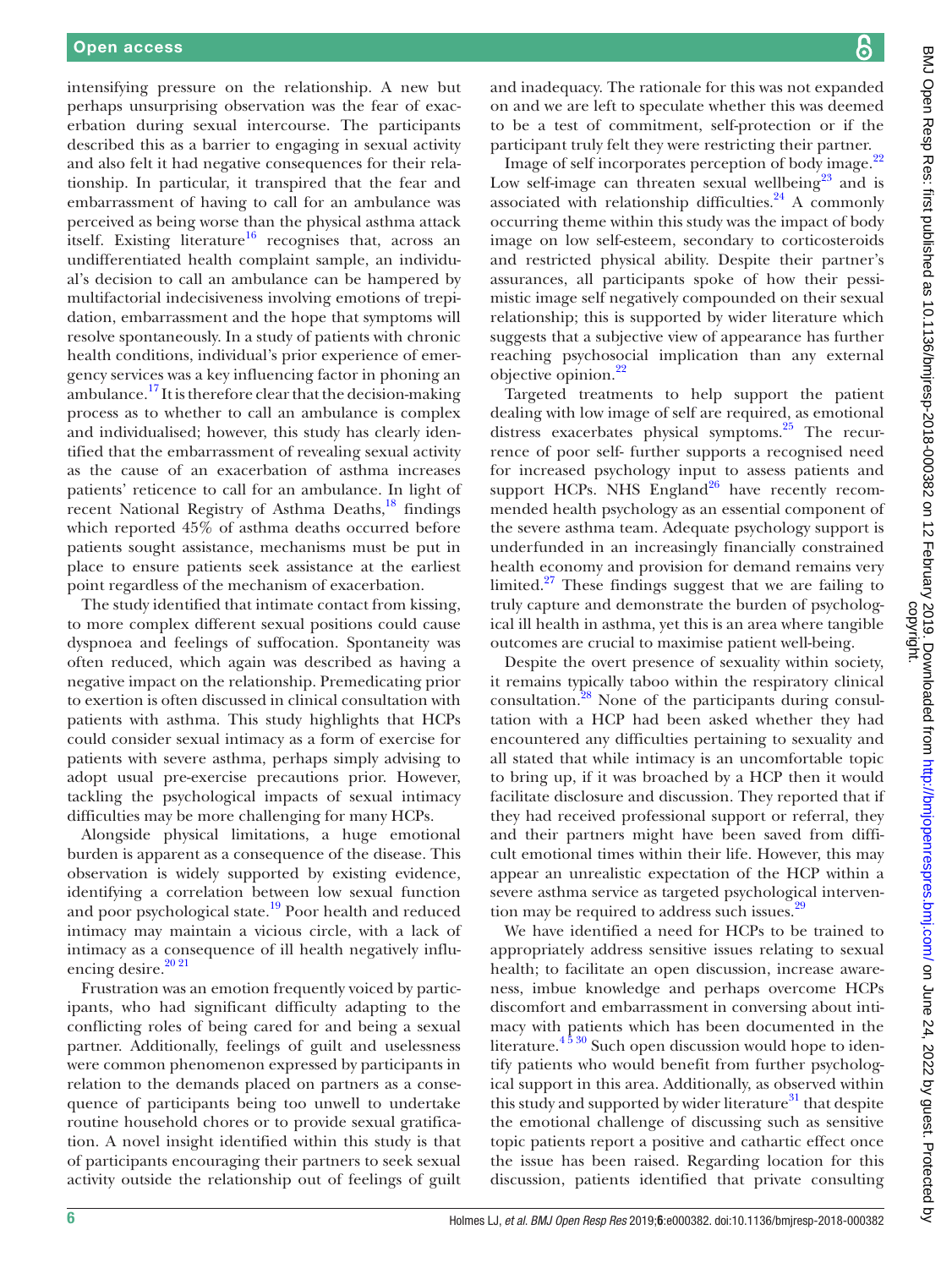intensifying pressure on the relationship. A new but perhaps unsurprising observation was the fear of exacerbation during sexual intercourse. The participants described this as a barrier to engaging in sexual activity and also felt it had negative consequences for their relationship. In particular, it transpired that the fear and embarrassment of having to call for an ambulance was perceived as being worse than the physical asthma attack itself. Existing literature[16] recognises that, across an undifferentiated health complaint sample, an individual's decision to call an ambulance can be hampered by multifactorial indecisiveness involving emotions of trepidation, embarrassment and the hope that symptoms will resolve spontaneously. In a study of patients with chronic health conditions, individual's prior experience of emergency services was a key influencing factor in phoning an ambulance.[17] It is therefore clear that the decision-making process as to whether to call an ambulance is complex and individualised; however, this study has clearly identified that the embarrassment of revealing sexual activity as the cause of an exacerbation of asthma increases patients' reticence to call for an ambulance. In light of recent National Registry of Asthma Deaths,[18] findings which reported 45% of asthma deaths occurred before patients sought assistance, mechanisms must be put in place to ensure patients seek assistance at the earliest point regardless of the mechanism of exacerbation.

The study identified that intimate contact from kissing, to more complex different sexual positions could cause dyspnoea and feelings of suffocation. Spontaneity was often reduced, which again was described as having a negative impact on the relationship. Premedicating prior to exertion is often discussed in clinical consultation with patients with asthma. This study highlights that HCPs could consider sexual intimacy as a form of exercise for patients with severe asthma, perhaps simply advising to adopt usual pre-exercise precautions prior. However, tackling the psychological impacts of sexual intimacy difficulties may be more challenging for many HCPs.

Alongside physical limitations, a huge emotional burden is apparent as a consequence of the disease. This observation is widely supported by existing evidence, identifying a correlation between low sexual function and poor psychological state.[19] Poor health and reduced intimacy may maintain a vicious circle, with a lack of intimacy as a consequence of ill health negatively influencing desire.[20 21]

Frustration was an emotion frequently voiced by participants, who had significant difficulty adapting to the conflicting roles of being cared for and being a sexual partner. Additionally, feelings of guilt and uselessness were common phenomenon expressed by participants in relation to the demands placed on partners as a consequence of participants being too unwell to undertake routine household chores or to provide sexual gratification. A novel insight identified within this study is that of participants encouraging their partners to seek sexual activity outside the relationship out of feelings of guilt and inadequacy. The rationale for this was not expanded on and we are left to speculate whether this was deemed to be a test of commitment, self-protection or if the participant truly felt they were restricting their partner.

Image of self incorporates perception of body image.[22] Low self-image can threaten sexual wellbeing[23] and is associated with relationship difficulties.[24] A commonly occurring theme within this study was the impact of body image on low self-esteem, secondary to corticosteroids and restricted physical ability. Despite their partner's assurances, all participants spoke of how their pessimistic image self negatively compounded on their sexual relationship; this is supported by wider literature which suggests that a subjective view of appearance has further reaching psychosocial implication than any external objective opinion.[22]

Targeted treatments to help support the patient dealing with low image of self are required, as emotional distress exacerbates physical symptoms.[25] The recurrence of poor self- further supports a recognised need for increased psychology input to assess patients and support HCPs. NHS England[26] have recently recommended health psychology as an essential component of the severe asthma team. Adequate psychology support is underfunded in an increasingly financially constrained health economy and provision for demand remains very limited.[27] These findings suggest that we are failing to truly capture and demonstrate the burden of psychological ill health in asthma, yet this is an area where tangible outcomes are crucial to maximise patient well-being.

Despite the overt presence of sexuality within society, it remains typically taboo within the respiratory clinical consultation.[28] None of the participants during consultation with a HCP had been asked whether they had encountered any difficulties pertaining to sexuality and all stated that while intimacy is an uncomfortable topic to bring up, if it was broached by a HCP then it would facilitate disclosure and discussion. They reported that if they had received professional support or referral, they and their partners might have been saved from difficult emotional times within their life. However, this may appear an unrealistic expectation of the HCP within a severe asthma service as targeted psychological intervention may be required to address such issues.[29]

We have identified a need for HCPs to be trained to appropriately address sensitive issues relating to sexual health; to facilitate an open discussion, increase awareness, imbue knowledge and perhaps overcome HCPs discomfort and embarrassment in conversing about intimacy with patients which has been documented in the literature.[4 5 30] Such open discussion would hope to identify patients who would benefit from further psychological support in this area. Additionally, as observed within this study and supported by wider literature[31] that despite the emotional challenge of discussing such as sensitive topic patients report a positive and cathartic effect once the issue has been raised. Regarding location for this discussion, patients identified that private consulting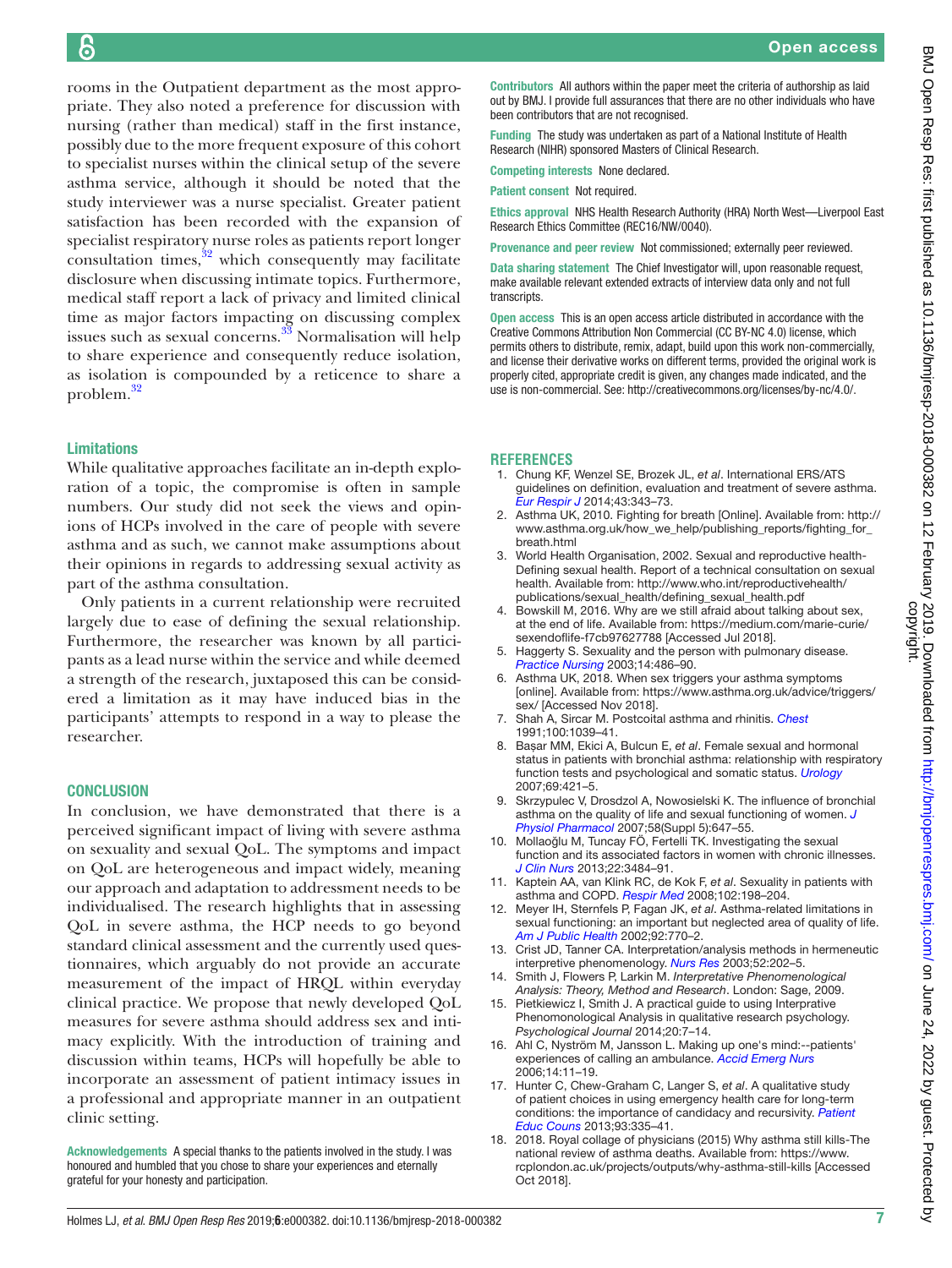rooms in the Outpatient department as the most appropriate. They also noted a preference for discussion with nursing (rather than medical) staff in the first instance, possibly due to the more frequent exposure of this cohort to specialist nurses within the clinical setup of the severe asthma service, although it should be noted that the study interviewer was a nurse specialist. Greater patient satisfaction has been recorded with the expansion of specialist respiratory nurse roles as patients report longer consultation times,[32] which consequently may facilitate disclosure when discussing intimate topics. Furthermore, medical staff report a lack of privacy and limited clinical time as major factors impacting on discussing complex issues such as sexual concerns.[33] Normalisation will help to share experience and consequently reduce isolation, as isolation is compounded by a reticence to share a problem.[32]

### Limitations

While qualitative approaches facilitate an in-depth exploration of a topic, the compromise is often in sample numbers. Our study did not seek the views and opinions of HCPs involved in the care of people with severe asthma and as such, we cannot make assumptions about their opinions in regards to addressing sexual activity as part of the asthma consultation.

Only patients in a current relationship were recruited largely due to ease of defining the sexual relationship. Furthermore, the researcher was known by all participants as a lead nurse within the service and while deemed a strength of the research, juxtaposed this can be considered a limitation as it may have induced bias in the participants' attempts to respond in a way to please the researcher.

## CONCLUSION

In conclusion, we have demonstrated that there is a perceived significant impact of living with severe asthma on sexuality and sexual QoL. The symptoms and impact on QoL are heterogeneous and impact widely, meaning our approach and adaptation to addressment needs to be individualised. The research highlights that in assessing QoL in severe asthma, the HCP needs to go beyond standard clinical assessment and the currently used questionnaires, which arguably do not provide an accurate measurement of the impact of HRQL within everyday clinical practice. We propose that newly developed QoL measures for severe asthma should address sex and intimacy explicitly. With the introduction of training and discussion within teams, HCPs will hopefully be able to incorporate an assessment of patient intimacy issues in a professional and appropriate manner in an outpatient clinic setting.

**Acknowledgements** A special thanks to the patients involved in the study. I was honoured and humbled that you chose to share your experiences and eternally grateful for your honesty and participation.

**Contributors** All authors within the paper meet the criteria of authorship as laid out by BMJ. I provide full assurances that there are no other individuals who have been contributors that are not recognised.

**Funding** The study was undertaken as part of a National Institute of Health Research (NIHR) sponsored Masters of Clinical Research.

**Competing interests** None declared.

**Patient consent** Not required.

**Ethics approval** NHS Health Research Authority (HRA) North West—Liverpool East Research Ethics Committee (REC16/NW/0040).

**Provenance and peer review** Not commissioned; externally peer reviewed.

**Data sharing statement** The Chief Investigator will, upon reasonable request, make available relevant extended extracts of interview data only and not full transcripts.

**Open access** This is an open access article distributed in accordance with the Creative Commons Attribution Non Commercial (CC BY-NC 4.0) license, which permits others to distribute, remix, adapt, build upon this work non-commercially, and license their derivative works on different terms, provided the original work is properly cited, appropriate credit is given, any changes made indicated, and the use is non-commercial. See: http://creativecommons.org/licenses/by-nc/4.0/.

## REFERENCES

1. Chung KF, Wenzel SE, Brozek JL, *et al*. International ERS/ATS guidelines on definition, evaluation and treatment of severe asthma. *Eur Respir J* 2014;43:343–73.
2. Asthma UK, 2010. Fighting for breath [Online]. Available from: http://www.asthma.org.uk/how_we_help/publishing_reports/fighting_for_breath.html
3. World Health Organisation, 2002. Sexual and reproductive health-Defining sexual health. Report of a technical consultation on sexual health. Available from: http://www.who.int/reproductivehealth/publications/sexual_health/defining_sexual_health.pdf
4. Bowskill M, 2016. Why are we still afraid about talking about sex, at the end of life. Available from: https://medium.com/marie-curie/sexendoflife-f7cb97627788 [Accessed Jul 2018].
5. Haggerty S. Sexuality and the person with pulmonary disease. *Practice Nursing* 2003;14:486–90.
6. Asthma UK, 2018. When sex triggers your asthma symptoms [online]. Available from: https://www.asthma.org.uk/advice/triggers/sex/ [Accessed Nov 2018].
7. Shah A, Sircar M. Postcoital asthma and rhinitis. *Chest* 1991;100:1039–41.
8. Başar MM, Ekici A, Bulcun E, *et al*. Female sexual and hormonal status in patients with bronchial asthma: relationship with respiratory function tests and psychological and somatic status. *Urology* 2007;69:421–5.
9. Skrzypulec V, Drosdzol A, Nowosielski K. The influence of bronchial asthma on the quality of life and sexual functioning of women. *J Physiol Pharmacol* 2007;58(Suppl 5):647–55.
10. Mollaoğlu M, Tuncay FÖ, Fertelli TK. Investigating the sexual function and its associated factors in women with chronic illnesses. *J Clin Nurs* 2013;22:3484–91.
11. Kaptein AA, van Klink RC, de Kok F, *et al*. Sexuality in patients with asthma and COPD. *Respir Med* 2008;102:198–204.
12. Meyer IH, Sternfels P, Fagan JK, *et al*. Asthma-related limitations in sexual functioning: an important but neglected area of quality of life. *Am J Public Health* 2002;92:770–2.
13. Crist JD, Tanner CA. Interpretation/analysis methods in hermeneutic interpretive phenomenology. *Nurs Res* 2003;52:202–5.
14. Smith J, Flowers P, Larkin M. *Interpretative Phenomenological Analysis: Theory, Method and Research*. London: Sage, 2009.
15. Pietkiewicz I, Smith J. A practical guide to using Interpretive Phenomenological Analysis in qualitative research psychology. *Psychological Journal* 2014;20:7–14.
16. Ahl C, Nyström M, Jansson L. Making up one's mind:--patients' experiences of calling an ambulance. *Accid Emerg Nurs* 2006;14:11–19.
17. Hunter C, Chew-Graham C, Langer S, *et al*. A qualitative study of patient choices in using emergency health care for long-term conditions: the importance of candidacy and recursivity. *Patient Educ Couns* 2013;93:335–41.
18. 2018. Royal collage of physicians (2015) Why asthma still kills-The national review of asthma deaths. Available from: https://www.rcplondon.ac.uk/projects/outputs/why-asthma-still-kills [Accessed Oct 2018].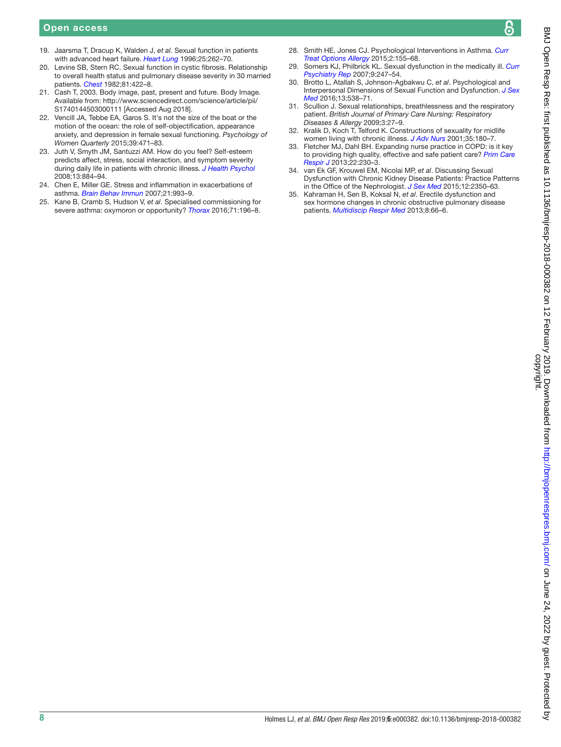19. Jaarsma T, Dracup K, Walden J, *et al*. Sexual function in patients with advanced heart failure. *Heart Lung* 1996;25:262–70.
20. Levine SB, Stern RC. Sexual function in cystic fibrosis. Relationship to overall health status and pulmonary disease severity in 30 married patients. *Chest* 1982;81:422–8.
21. Cash T, 2003. Body image, past, present and future. Body Image. Available from: http://www.sciencedirect.com/science/article/pii/S1740144503000111 [Accessed Aug 2018].
22. Vencill JA, Tebbe EA, Garos S. It's not the size of the boat or the motion of the ocean: the role of self-objectification, appearance anxiety, and depression in female sexual functioning. *Psychology of Women Quarterly* 2015;39:471–83.
23. Juth V, Smyth JM, Santuzzi AM. How do you feel? Self-esteem predicts affect, stress, social interaction, and symptom severity during daily life in patients with chronic illness. *J Health Psychol* 2008;13:884–94.
24. Chen E, Miller GE. Stress and inflammation in exacerbations of asthma. *Brain Behav Immun* 2007;21:993–9.
25. Kane B, Cramb S, Hudson V, *et al*. Specialised commissioning for severe asthma: oxymoron or opportunity? *Thorax* 2016;71:196–8.
28. Smith HE, Jones CJ. Psychological Interventions in Asthma. *Curr Treat Options Allergy* 2015;2:155–68.
29. Somers KJ, Philbrick KL. Sexual dysfunction in the medically ill. *Curr Psychiatry Rep* 2007;9:247–54.
30. Brotto L, Atallah S, Johnson-Agbakwu C, *et al*. Psychological and Interpersonal Dimensions of Sexual Function and Dysfunction. *J Sex Med* 2016;13:538–71.
31. Scullion J. Sexual relationships, breathlessness and the respiratory patient. *British Journal of Primary Care Nursing: Respiratory Diseases & Allergy* 2009;3:27–9.
32. Kralik D, Koch T, Telford K. Constructions of sexuality for midlife women living with chronic illness. *J Adv Nurs* 2001;35:180–7.
33. Fletcher MJ, Dahl BH. Expanding nurse practice in COPD: is it key to providing high quality, effective and safe patient care? *Prim Care Respir J* 2013;22:230–3.
34. van Ek GF, Krouwel EM, Nicolai MP, *et al*. Discussing Sexual Dysfunction with Chronic Kidney Disease Patients: Practice Patterns in the Office of the Nephrologist. *J Sex Med* 2015;12:2350–63.
35. Kahraman H, Sen B, Koksal N, *et al*. Erectile dysfunction and sex hormone changes in chronic obstructive pulmonary disease patients. *Multidiscip Respir Med* 2013;8:66–6.